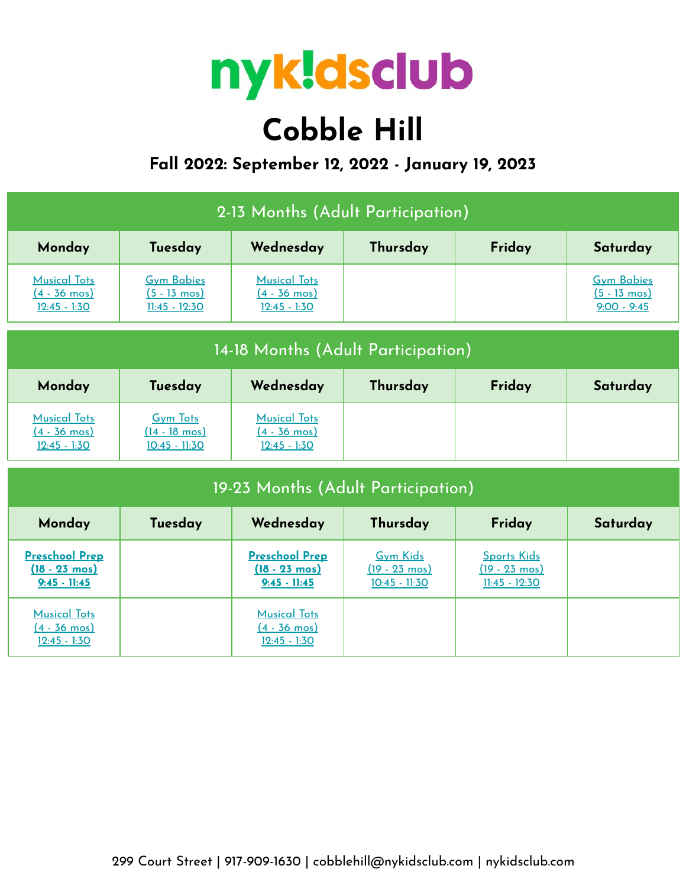# nykidsclub

# Cobble Hill

### Fall 2022: September 12, 2022 - January 19, 2023

| 2-13 Months (Adult Participation) | | | | | |
|---|---|---|---|---|---|
| **Monday** | **Tuesday** | **Wednesday** | **Thursday** | **Friday** | **Saturday** |
| Musical Tots (4 - 36 mos) 12:45 - 1:30 | Gym Babies (5 - 13 mos) 11:45 - 12:30 | Musical Tots (4 - 36 mos) 12:45 - 1:30 | | | Gym Babies (5 - 13 mos) 9:00 - 9:45 |

| 14-18 Months (Adult Participation) | | | | | |
|---|---|---|---|---|---|
| **Monday** | **Tuesday** | **Wednesday** | **Thursday** | **Friday** | **Saturday** |
| Musical Tots (4 - 36 mos) 12:45 - 1:30 | Gym Tots (14 - 18 mos) 10:45 - 11:30 | Musical Tots (4 - 36 mos) 12:45 - 1:30 | | | |

| 19-23 Months (Adult Participation) | | | | | |
|---|---|---|---|---|---|
| **Monday** | **Tuesday** | **Wednesday** | **Thursday** | **Friday** | **Saturday** |
| **Preschool Prep (18 - 23 mos) 9:45 - 11:45** | | **Preschool Prep (18 - 23 mos) 9:45 - 11:45** | Gym Kids (19 - 23 mos) 10:45 - 11:30 | Sports Kids (19 - 23 mos) 11:45 - 12:30 | |
| Musical Tots (4 - 36 mos) 12:45 - 1:30 | | Musical Tots (4 - 36 mos) 12:45 - 1:30 | | | |

299 Court Street | 917-909-1630 | cobblehill@nykidsclub.com | nykidsclub.com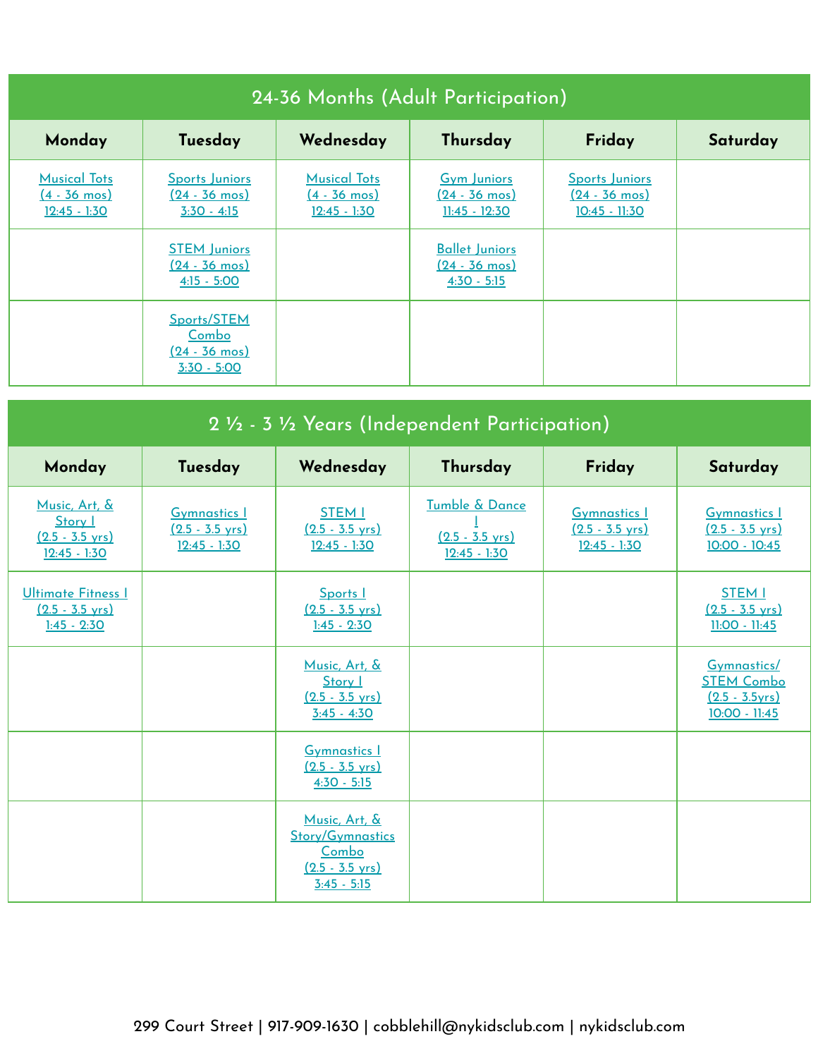## 24-36 Months (Adult Participation)

| Monday | Tuesday | Wednesday | Thursday | Friday | Saturday |
|---|---|---|---|---|---|
| Musical Tots (4 - 36 mos) 12:45 - 1:30 | Sports Juniors (24 - 36 mos) 3:30 - 4:15 | Musical Tots (4 - 36 mos) 12:45 - 1:30 | Gym Juniors (24 - 36 mos) 11:45 - 12:30 | Sports Juniors (24 - 36 mos) 10:45 - 11:30 | |
| | STEM Juniors (24 - 36 mos) 4:15 - 5:00 | | Ballet Juniors (24 - 36 mos) 4:30 - 5:15 | | |
| | Sports/STEM Combo (24 - 36 mos) 3:30 - 5:00 | | | | |

## 2 ½ - 3 ½ Years (Independent Participation)

| Monday | Tuesday | Wednesday | Thursday | Friday | Saturday |
|---|---|---|---|---|---|
| Music, Art, & Story I (2.5 - 3.5 yrs) 12:45 - 1:30 | Gymnastics I (2.5 - 3.5 yrs) 12:45 - 1:30 | STEM I (2.5 - 3.5 yrs) 12:45 - 1:30 | Tumble & Dance I (2.5 - 3.5 yrs) 12:45 - 1:30 | Gymnastics I (2.5 - 3.5 yrs) 12:45 - 1:30 | Gymnastics I (2.5 - 3.5 yrs) 10:00 - 10:45 |
| Ultimate Fitness I (2.5 - 3.5 yrs) 1:45 - 2:30 | | Sports I (2.5 - 3.5 yrs) 1:45 - 2:30 | | | STEM I (2.5 - 3.5 yrs) 11:00 - 11:45 |
| | | Music, Art, & Story I (2.5 - 3.5 yrs) 3:45 - 4:30 | | | Gymnastics/ STEM Combo (2.5 - 3.5yrs) 10:00 - 11:45 |
| | | Gymnastics I (2.5 - 3.5 yrs) 4:30 - 5:15 | | | |
| | | Music, Art, & Story/Gymnastics Combo (2.5 - 3.5 yrs) 3:45 - 5:15 | | | |

299 Court Street | 917-909-1630 | cobblehill@nykidsclub.com | nykidsclub.com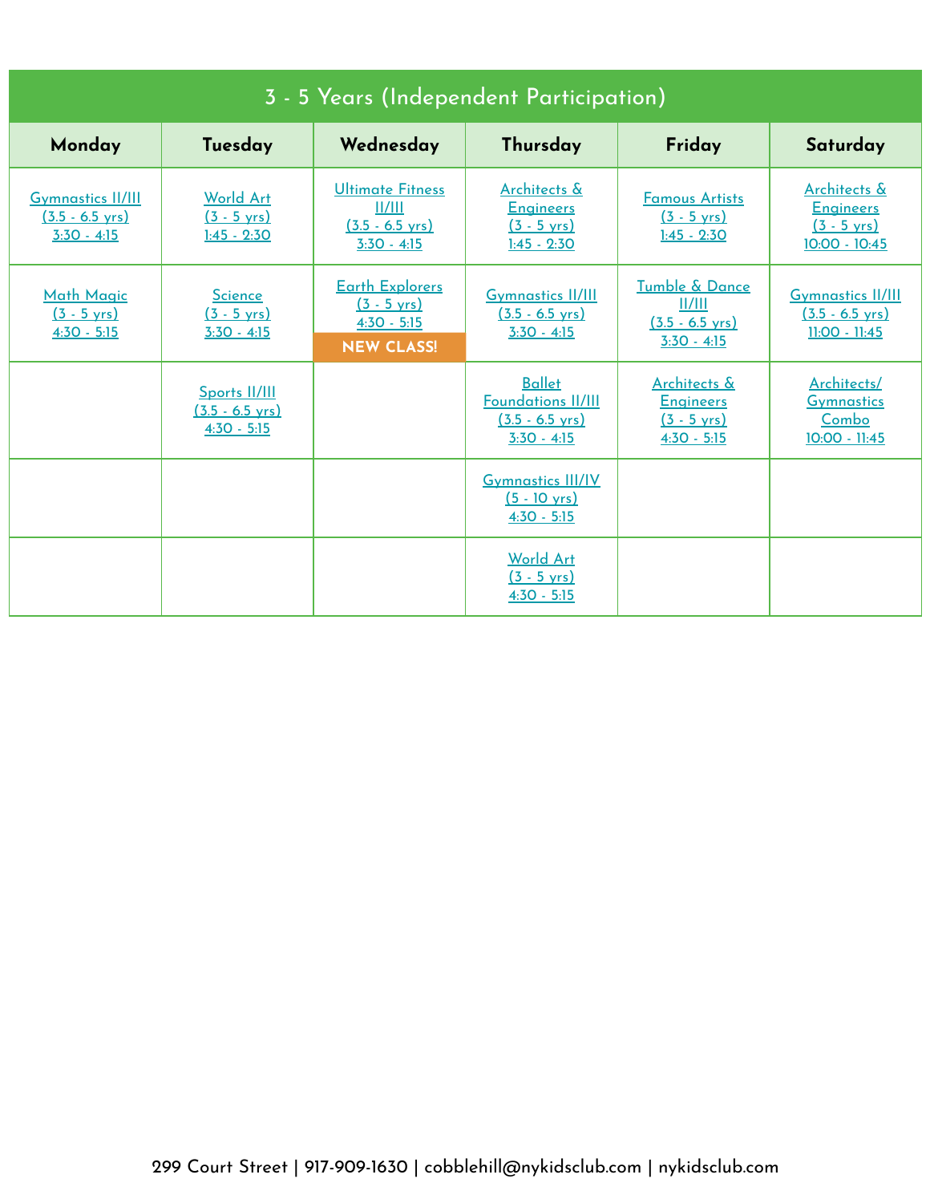| 3 - 5 Years (Independent Participation) | | | | | |
|---|---|---|---|---|---|
| **Monday** | **Tuesday** | **Wednesday** | **Thursday** | **Friday** | **Saturday** |
| Gymnastics II/III (3.5 - 6.5 yrs) 3:30 - 4:15 | World Art (3 - 5 yrs) 1:45 - 2:30 | Ultimate Fitness II/III (3.5 - 6.5 yrs) 3:30 - 4:15 | Architects & Engineers (3 - 5 yrs) 1:45 - 2:30 | Famous Artists (3 - 5 yrs) 1:45 - 2:30 | Architects & Engineers (3 - 5 yrs) 10:00 - 10:45 |
| Math Magic (3 - 5 yrs) 4:30 - 5:15 | Science (3 - 5 yrs) 3:30 - 4:15 | Earth Explorers (3 - 5 yrs) 4:30 - 5:15 NEW CLASS! | Gymnastics II/III (3.5 - 6.5 yrs) 3:30 - 4:15 | Tumble & Dance II/III (3.5 - 6.5 yrs) 3:30 - 4:15 | Gymnastics II/III (3.5 - 6.5 yrs) 11:00 - 11:45 |
| | Sports II/III (3.5 - 6.5 yrs) 4:30 - 5:15 | | Ballet Foundations II/III (3.5 - 6.5 yrs) 3:30 - 4:15 | Architects & Engineers (3 - 5 yrs) 4:30 - 5:15 | Architects/ Gymnastics Combo 10:00 - 11:45 |
| | | | Gymnastics III/IV (5 - 10 yrs) 4:30 - 5:15 | | |
| | | | World Art (3 - 5 yrs) 4:30 - 5:15 | | |

299 Court Street | 917-909-1630 | cobblehill@nykidsclub.com | nykidsclub.com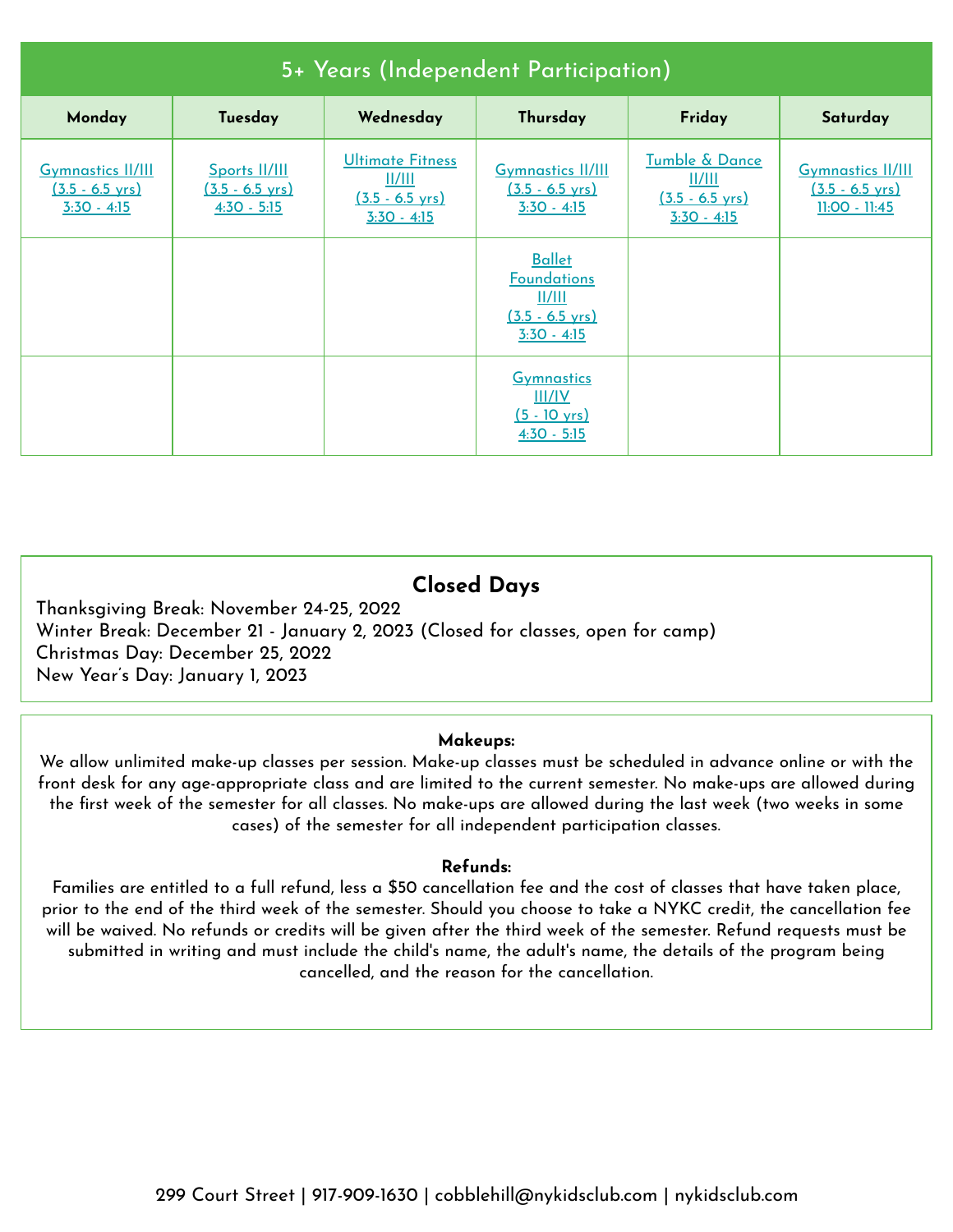| 5+ Years (Independent Participation) | | | | | |
|---|---|---|---|---|---|
| **Monday** | **Tuesday** | **Wednesday** | **Thursday** | **Friday** | **Saturday** |
| Gymnastics II/III (3.5 - 6.5 yrs) 3:30 - 4:15 | Sports II/III (3.5 - 6.5 yrs) 4:30 - 5:15 | Ultimate Fitness II/III (3.5 - 6.5 yrs) 3:30 - 4:15 | Gymnastics II/III (3.5 - 6.5 yrs) 3:30 - 4:15 | Tumble & Dance II/III (3.5 - 6.5 yrs) 3:30 - 4:15 | Gymnastics II/III (3.5 - 6.5 yrs) 11:00 - 11:45 |
| | | | Ballet Foundations II/III (3.5 - 6.5 yrs) 3:30 - 4:15 | | |
| | | | Gymnastics III/IV (5 - 10 yrs) 4:30 - 5:15 | | |

## Closed Days

Thanksgiving Break: November 24-25, 2022
Winter Break: December 21 - January 2, 2023 (Closed for classes, open for camp)
Christmas Day: December 25, 2022
New Year's Day: January 1, 2023

**Makeups:**

We allow unlimited make-up classes per session. Make-up classes must be scheduled in advance online or with the front desk for any age-appropriate class and are limited to the current semester. No make-ups are allowed during the first week of the semester for all classes. No make-ups are allowed during the last week (two weeks in some cases) of the semester for all independent participation classes.

**Refunds:**

Families are entitled to a full refund, less a $50 cancellation fee and the cost of classes that have taken place, prior to the end of the third week of the semester. Should you choose to take a NYKC credit, the cancellation fee will be waived. No refunds or credits will be given after the third week of the semester. Refund requests must be submitted in writing and must include the child's name, the adult's name, the details of the program being cancelled, and the reason for the cancellation.

299 Court Street | 917-909-1630 | cobblehill@nykidsclub.com | nykidsclub.com